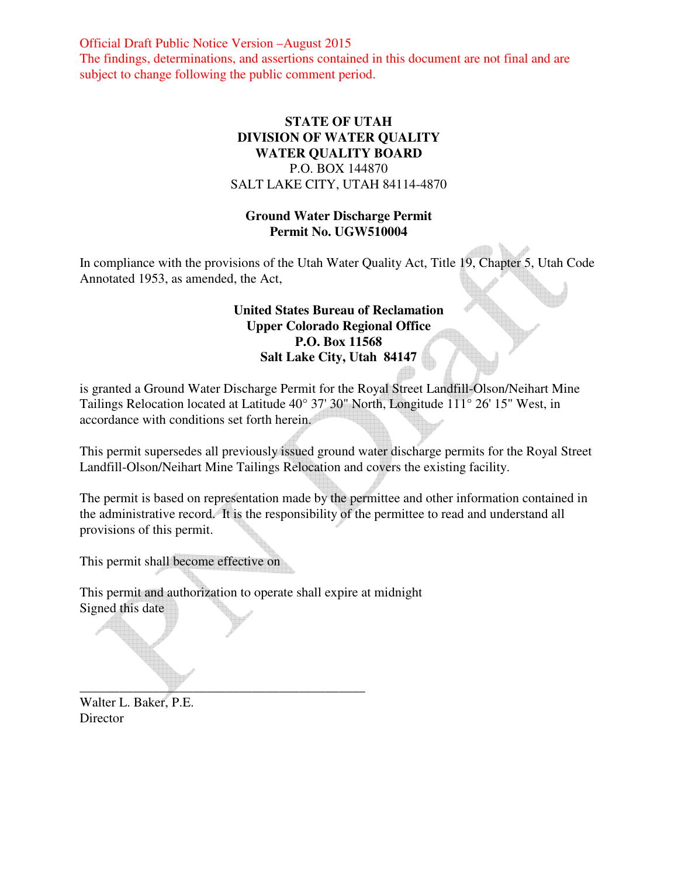Official Draft Public Notice Version –August 2015
The findings, determinations, and assertions contained in this document are not final and are subject to change following the public comment period.

**STATE OF UTAH**
**DIVISION OF WATER QUALITY**
**WATER QUALITY BOARD**
P.O. BOX 144870
SALT LAKE CITY, UTAH 84114-4870

**Ground Water Discharge Permit**
**Permit No. UGW510004**

In compliance with the provisions of the Utah Water Quality Act, Title 19, Chapter 5, Utah Code Annotated 1953, as amended, the Act,

**United States Bureau of Reclamation**
**Upper Colorado Regional Office**
**P.O. Box 11568**
**Salt Lake City, Utah 84147**

is granted a Ground Water Discharge Permit for the Royal Street Landfill-Olson/Neihart Mine Tailings Relocation located at Latitude 40° 37' 30" North, Longitude 111° 26' 15" West, in accordance with conditions set forth herein.

This permit supersedes all previously issued ground water discharge permits for the Royal Street Landfill-Olson/Neihart Mine Tailings Relocation and covers the existing facility.

The permit is based on representation made by the permittee and other information contained in the administrative record. It is the responsibility of the permittee to read and understand all provisions of this permit.

This permit shall become effective on

This permit and authorization to operate shall expire at midnight
Signed this date

_____________________________________________
Walter L. Baker, P.E.
Director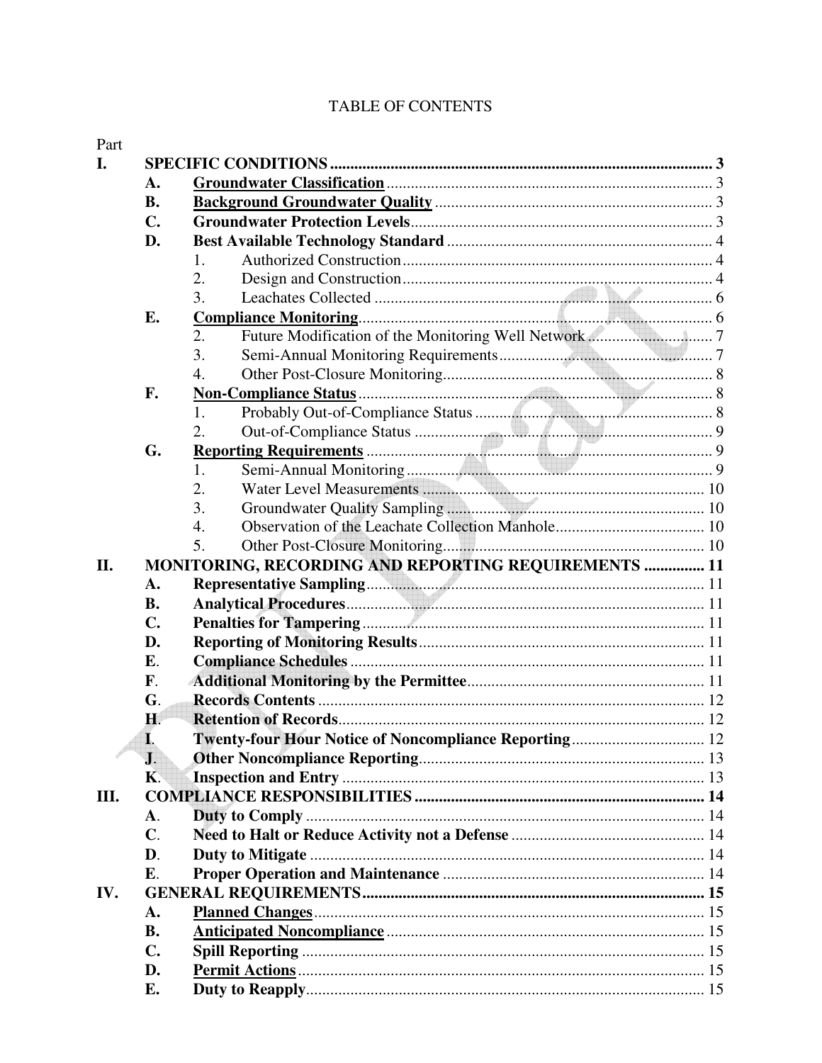# TABLE OF CONTENTS

Part

- **I. SPECIFIC CONDITIONS** .......... 3
  - **A. Groundwater Classification** .......... 3
  - **B. Background Groundwater Quality** .......... 3
  - **C. Groundwater Protection Levels** .......... 3
  - **D. Best Available Technology Standard** .......... 4
    - 1. Authorized Construction .......... 4
    - 2. Design and Construction .......... 4
    - 3. Leachates Collected .......... 6
  - **E. Compliance Monitoring** .......... 6
    - 2. Future Modification of the Monitoring Well Network .......... 7
    - 3. Semi-Annual Monitoring Requirements .......... 7
    - 4. Other Post-Closure Monitoring .......... 8
  - **F. Non-Compliance Status** .......... 8
    - 1. Probably Out-of-Compliance Status .......... 8
    - 2. Out-of-Compliance Status .......... 9
  - **G. Reporting Requirements** .......... 9
    - 1. Semi-Annual Monitoring .......... 9
    - 2. Water Level Measurements .......... 10
    - 3. Groundwater Quality Sampling .......... 10
    - 4. Observation of the Leachate Collection Manhole .......... 10
    - 5. Other Post-Closure Monitoring .......... 10
- **II. MONITORING, RECORDING AND REPORTING REQUIREMENTS** .......... 11
  - **A. Representative Sampling** .......... 11
  - **B. Analytical Procedures** .......... 11
  - **C. Penalties for Tampering** .......... 11
  - **D. Reporting of Monitoring Results** .......... 11
  - **E. Compliance Schedules** .......... 11
  - **F. Additional Monitoring by the Permittee** .......... 11
  - **G. Records Contents** .......... 12
  - **H. Retention of Records** .......... 12
  - **I. Twenty-four Hour Notice of Noncompliance Reporting** .......... 12
  - **J. Other Noncompliance Reporting** .......... 13
  - **K. Inspection and Entry** .......... 13
- **III. COMPLIANCE RESPONSIBILITIES** .......... 14
  - **A. Duty to Comply** .......... 14
  - **C. Need to Halt or Reduce Activity not a Defense** .......... 14
  - **D. Duty to Mitigate** .......... 14
  - **E. Proper Operation and Maintenance** .......... 14
- **IV. GENERAL REQUIREMENTS** .......... 15
  - **A. Planned Changes** .......... 15
  - **B. Anticipated Noncompliance** .......... 15
  - **C. Spill Reporting** .......... 15
  - **D. Permit Actions** .......... 15
  - **E. Duty to Reapply** .......... 15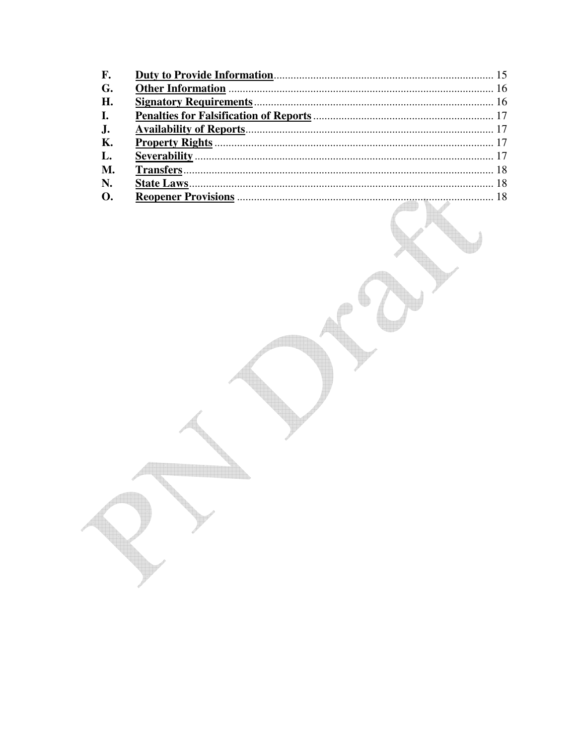F. **Duty to Provide Information** ........................................ 15
G. **Other Information** ........................................ 16
H. **Signatory Requirements** ........................................ 16
I. **Penalties for Falsification of Reports** ........................................ 17
J. **Availability of Reports** ........................................ 17
K. **Property Rights** ........................................ 17
L. **Severability** ........................................ 17
M. **Transfers** ........................................ 18
N. **State Laws** ........................................ 18
O. **Reopener Provisions** ........................................ 18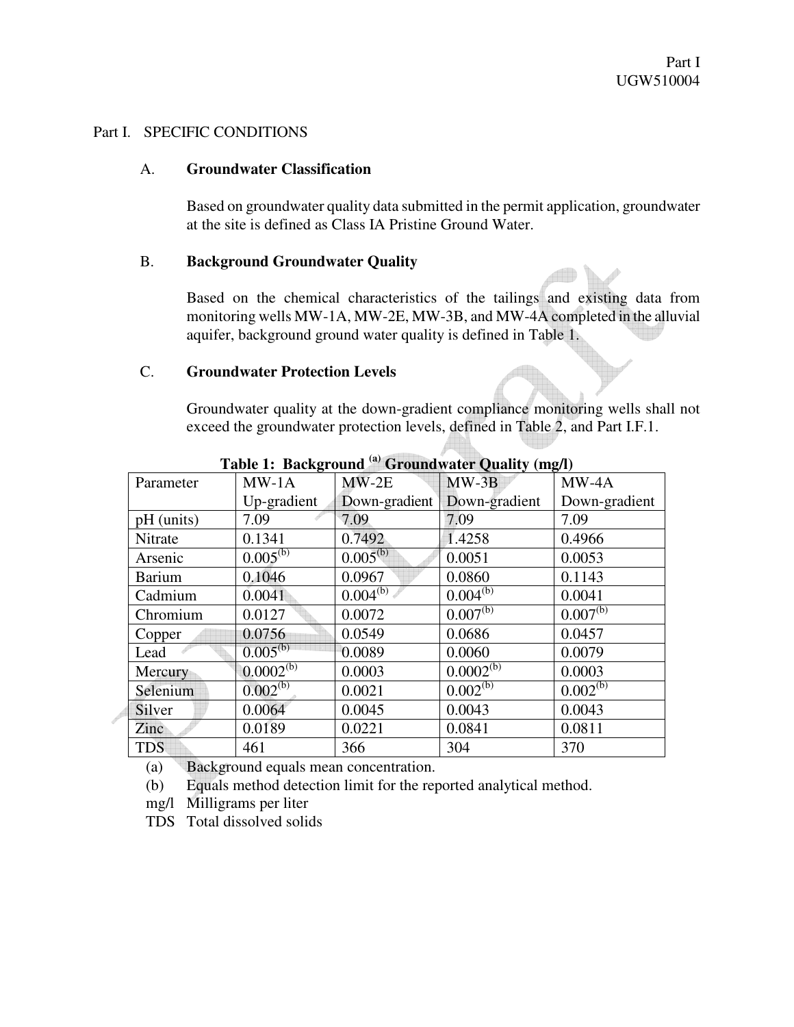# Part I. SPECIFIC CONDITIONS

## A. Groundwater Classification

Based on groundwater quality data submitted in the permit application, groundwater at the site is defined as Class IA Pristine Ground Water.

## B. Background Groundwater Quality

Based on the chemical characteristics of the tailings and existing data from monitoring wells MW-1A, MW-2E, MW-3B, and MW-4A completed in the alluvial aquifer, background ground water quality is defined in Table 1.

## C. Groundwater Protection Levels

Groundwater quality at the down-gradient compliance monitoring wells shall not exceed the groundwater protection levels, defined in Table 2, and Part I.F.1.

**Table 1: Background [(a)] Groundwater Quality (mg/l)**

| Parameter | MW-1A Up-gradient | MW-2E Down-gradient | MW-3B Down-gradient | MW-4A Down-gradient |
|---|---|---|---|---|
| pH (units) | 7.09 | 7.09 | 7.09 | 7.09 |
| Nitrate | 0.1341 | 0.7492 | 1.4258 | 0.4966 |
| Arsenic | 0.005[(b)] | 0.005[(b)] | 0.0051 | 0.0053 |
| Barium | 0.1046 | 0.0967 | 0.0860 | 0.1143 |
| Cadmium | 0.0041 | 0.004[(b)] | 0.004[(b)] | 0.0041 |
| Chromium | 0.0127 | 0.0072 | 0.007[(b)] | 0.007[(b)] |
| Copper | 0.0756 | 0.0549 | 0.0686 | 0.0457 |
| Lead | 0.005[(b)] | 0.0089 | 0.0060 | 0.0079 |
| Mercury | 0.0002[(b)] | 0.0003 | 0.0002[(b)] | 0.0003 |
| Selenium | 0.002[(b)] | 0.0021 | 0.002[(b)] | 0.002[(b)] |
| Silver | 0.0064 | 0.0045 | 0.0043 | 0.0043 |
| Zinc | 0.0189 | 0.0221 | 0.0841 | 0.0811 |
| TDS | 461 | 366 | 304 | 370 |

(a) Background equals mean concentration.
(b) Equals method detection limit for the reported analytical method.
mg/l Milligrams per liter
TDS Total dissolved solids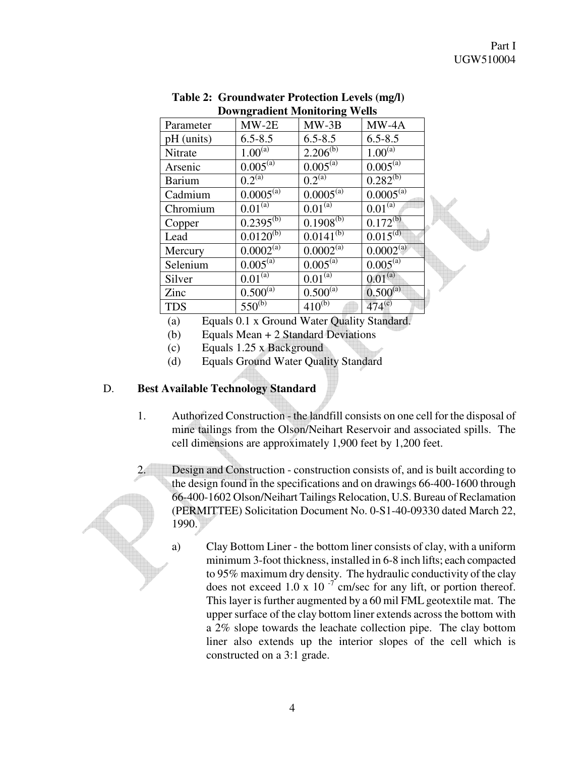**Table 2: Groundwater Protection Levels (mg/l) Downgradient Monitoring Wells**

| Parameter | MW-2E | MW-3B | MW-4A |
|---|---|---|---|
| pH (units) | 6.5-8.5 | 6.5-8.5 | 6.5-8.5 |
| Nitrate | 1.00[(a)] | 2.206[(b)] | 1.00[(a)] |
| Arsenic | 0.005[(a)] | 0.005[(a)] | 0.005[(a)] |
| Barium | 0.2[(a)] | 0.2[(a)] | 0.282[(b)] |
| Cadmium | 0.0005[(a)] | 0.0005[(a)] | 0.0005[(a)] |
| Chromium | 0.01[(a)] | 0.01[(a)] | 0.01[(a)] |
| Copper | 0.2395[(b)] | 0.1908[(b)] | 0.172[(b)] |
| Lead | 0.0120[(b)] | 0.0141[(b)] | 0.015[(d)] |
| Mercury | 0.0002[(a)] | 0.0002[(a)] | 0.0002[(a)] |
| Selenium | 0.005[(a)] | 0.005[(a)] | 0.005[(a)] |
| Silver | 0.01[(a)] | 0.01[(a)] | 0.01[(a)] |
| Zinc | 0.500[(a)] | 0.500[(a)] | 0.500[(a)] |
| TDS | 550[(b)] | 410[(b)] | 474[(c)] |

(a) Equals 0.1 x Ground Water Quality Standard.

(b) Equals Mean + 2 Standard Deviations

(c) Equals 1.25 x Background

(d) Equals Ground Water Quality Standard

D. **Best Available Technology Standard**

1. Authorized Construction - the landfill consists on one cell for the disposal of mine tailings from the Olson/Neihart Reservoir and associated spills. The cell dimensions are approximately 1,900 feet by 1,200 feet.

2. Design and Construction - construction consists of, and is built according to the design found in the specifications and on drawings 66-400-1600 through 66-400-1602 Olson/Neihart Tailings Relocation, U.S. Bureau of Reclamation (PERMITTEE) Solicitation Document No. 0-S1-40-09330 dated March 22, 1990.

   a) Clay Bottom Liner - the bottom liner consists of clay, with a uniform minimum 3-foot thickness, installed in 6-8 inch lifts; each compacted to 95% maximum dry density. The hydraulic conductivity of the clay does not exceed $1.0 \times 10^{-7}$ cm/sec for any lift, or portion thereof. This layer is further augmented by a 60 mil FML geotextile mat. The upper surface of the clay bottom liner extends across the bottom with a 2% slope towards the leachate collection pipe. The clay bottom liner also extends up the interior slopes of the cell which is constructed on a 3:1 grade.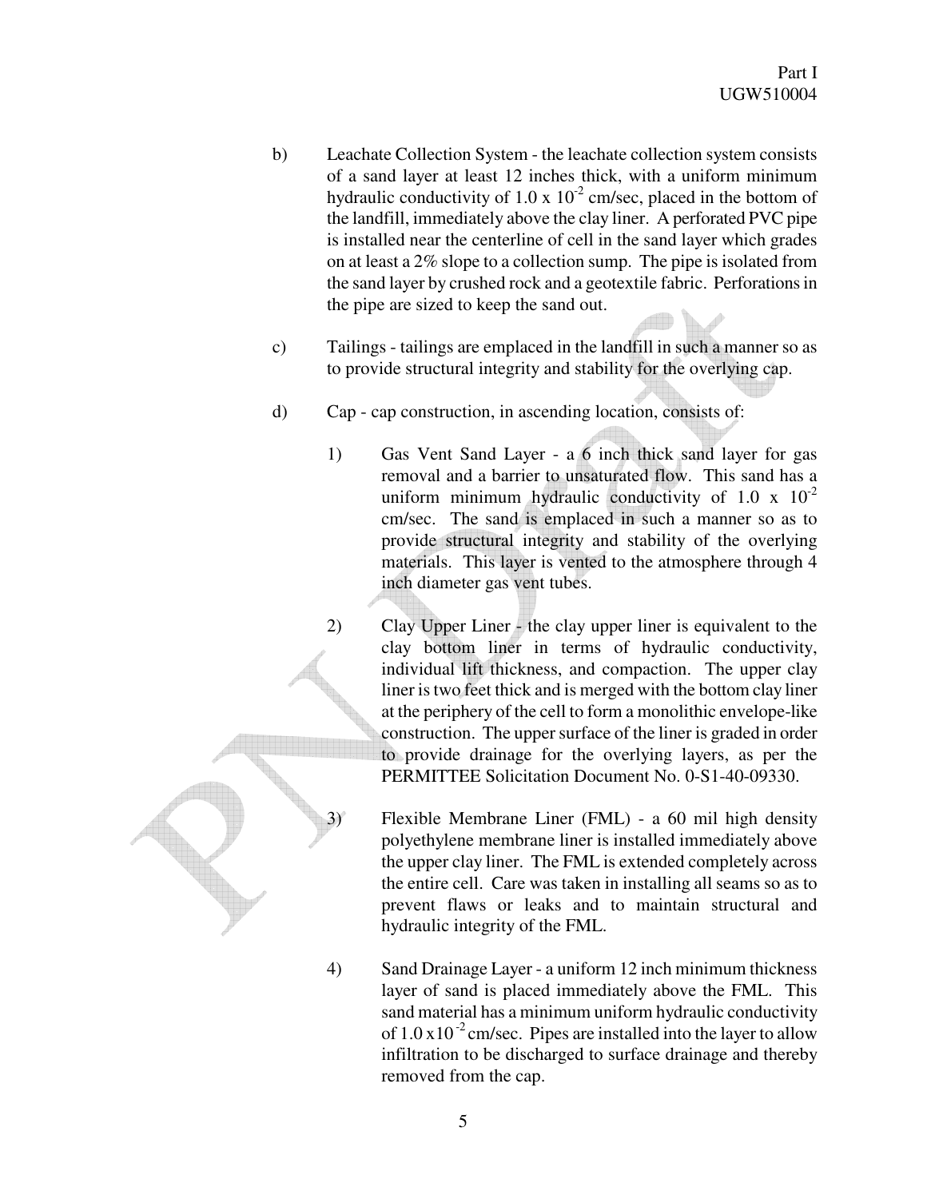b) Leachate Collection System - the leachate collection system consists of a sand layer at least 12 inches thick, with a uniform minimum hydraulic conductivity of $1.0 \times 10^{-2}$ cm/sec, placed in the bottom of the landfill, immediately above the clay liner. A perforated PVC pipe is installed near the centerline of cell in the sand layer which grades on at least a 2% slope to a collection sump. The pipe is isolated from the sand layer by crushed rock and a geotextile fabric. Perforations in the pipe are sized to keep the sand out.

c) Tailings - tailings are emplaced in the landfill in such a manner so as to provide structural integrity and stability for the overlying cap.

d) Cap - cap construction, in ascending location, consists of:

   1) Gas Vent Sand Layer - a 6 inch thick sand layer for gas removal and a barrier to unsaturated flow. This sand has a uniform minimum hydraulic conductivity of $1.0 \times 10^{-2}$ cm/sec. The sand is emplaced in such a manner so as to provide structural integrity and stability of the overlying materials. This layer is vented to the atmosphere through 4 inch diameter gas vent tubes.

   2) Clay Upper Liner - the clay upper liner is equivalent to the clay bottom liner in terms of hydraulic conductivity, individual lift thickness, and compaction. The upper clay liner is two feet thick and is merged with the bottom clay liner at the periphery of the cell to form a monolithic envelope-like construction. The upper surface of the liner is graded in order to provide drainage for the overlying layers, as per the PERMITTEE Solicitation Document No. 0-S1-40-09330.

   3) Flexible Membrane Liner (FML) - a 60 mil high density polyethylene membrane liner is installed immediately above the upper clay liner. The FML is extended completely across the entire cell. Care was taken in installing all seams so as to prevent flaws or leaks and to maintain structural and hydraulic integrity of the FML.

   4) Sand Drainage Layer - a uniform 12 inch minimum thickness layer of sand is placed immediately above the FML. This sand material has a minimum uniform hydraulic conductivity of $1.0 \times 10^{-2}$ cm/sec. Pipes are installed into the layer to allow infiltration to be discharged to surface drainage and thereby removed from the cap.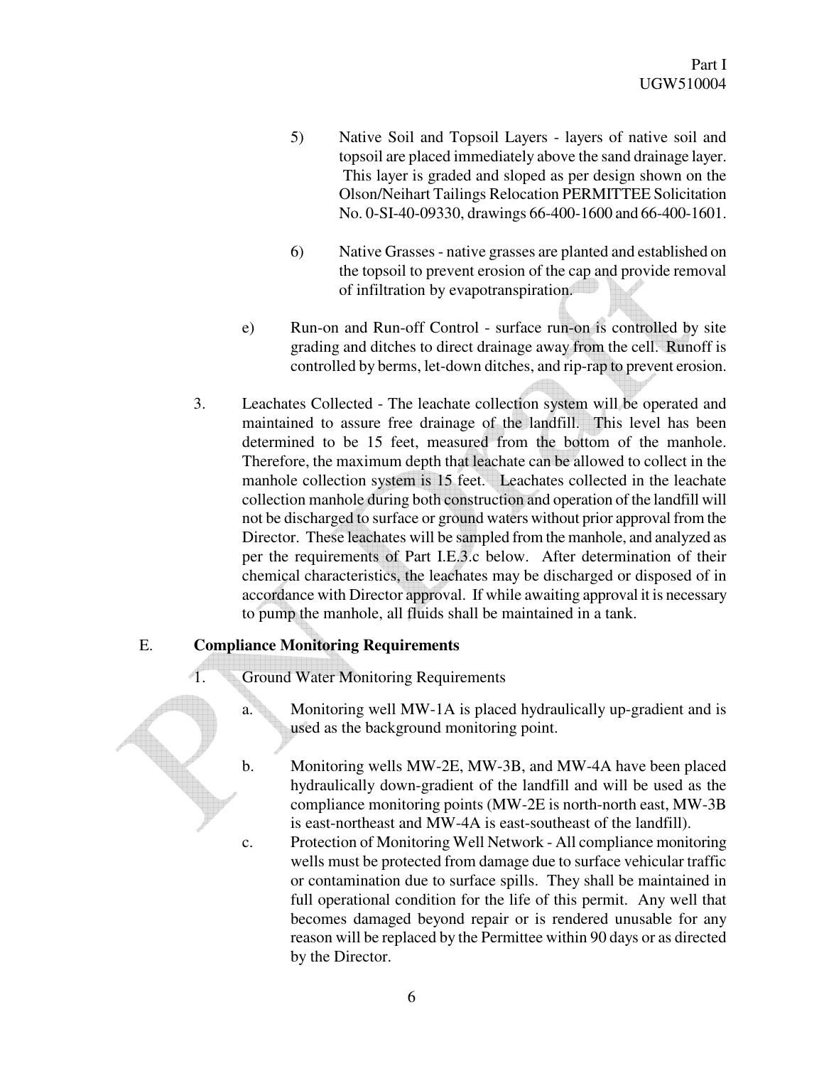5) Native Soil and Topsoil Layers - layers of native soil and topsoil are placed immediately above the sand drainage layer. This layer is graded and sloped as per design shown on the Olson/Neihart Tailings Relocation PERMITTEE Solicitation No. 0-SI-40-09330, drawings 66-400-1600 and 66-400-1601.

6) Native Grasses - native grasses are planted and established on the topsoil to prevent erosion of the cap and provide removal of infiltration by evapotranspiration.

e) Run-on and Run-off Control - surface run-on is controlled by site grading and ditches to direct drainage away from the cell. Runoff is controlled by berms, let-down ditches, and rip-rap to prevent erosion.

3. Leachates Collected - The leachate collection system will be operated and maintained to assure free drainage of the landfill. This level has been determined to be 15 feet, measured from the bottom of the manhole. Therefore, the maximum depth that leachate can be allowed to collect in the manhole collection system is 15 feet. Leachates collected in the leachate collection manhole during both construction and operation of the landfill will not be discharged to surface or ground waters without prior approval from the Director. These leachates will be sampled from the manhole, and analyzed as per the requirements of Part I.E.3.c below. After determination of their chemical characteristics, the leachates may be discharged or disposed of in accordance with Director approval. If while awaiting approval it is necessary to pump the manhole, all fluids shall be maintained in a tank.

## E. Compliance Monitoring Requirements

1. Ground Water Monitoring Requirements

   a. Monitoring well MW-1A is placed hydraulically up-gradient and is used as the background monitoring point.

   b. Monitoring wells MW-2E, MW-3B, and MW-4A have been placed hydraulically down-gradient of the landfill and will be used as the compliance monitoring points (MW-2E is north-north east, MW-3B is east-northeast and MW-4A is east-southeast of the landfill).

   c. Protection of Monitoring Well Network - All compliance monitoring wells must be protected from damage due to surface vehicular traffic or contamination due to surface spills. They shall be maintained in full operational condition for the life of this permit. Any well that becomes damaged beyond repair or is rendered unusable for any reason will be replaced by the Permittee within 90 days or as directed by the Director.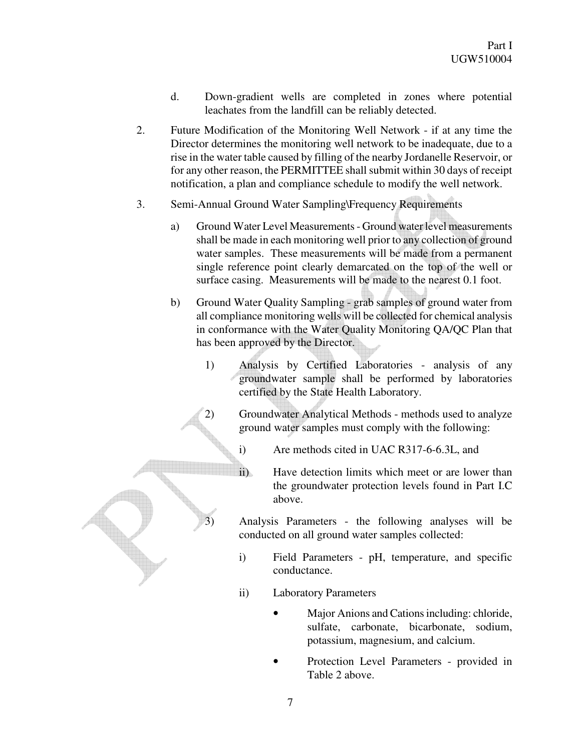d. Down-gradient wells are completed in zones where potential leachates from the landfill can be reliably detected.

2. Future Modification of the Monitoring Well Network - if at any time the Director determines the monitoring well network to be inadequate, due to a rise in the water table caused by filling of the nearby Jordanelle Reservoir, or for any other reason, the PERMITTEE shall submit within 30 days of receipt notification, a plan and compliance schedule to modify the well network.

3. Semi-Annual Ground Water Sampling\Frequency Requirements

   a) Ground Water Level Measurements - Ground water level measurements shall be made in each monitoring well prior to any collection of ground water samples. These measurements will be made from a permanent single reference point clearly demarcated on the top of the well or surface casing. Measurements will be made to the nearest 0.1 foot.

   b) Ground Water Quality Sampling - grab samples of ground water from all compliance monitoring wells will be collected for chemical analysis in conformance with the Water Quality Monitoring QA/QC Plan that has been approved by the Director.

      1) Analysis by Certified Laboratories - analysis of any groundwater sample shall be performed by laboratories certified by the State Health Laboratory.

      2) Groundwater Analytical Methods - methods used to analyze ground water samples must comply with the following:

         i) Are methods cited in UAC R317-6-6.3L, and

         ii) Have detection limits which meet or are lower than the groundwater protection levels found in Part I.C above.

      3) Analysis Parameters - the following analyses will be conducted on all ground water samples collected:

         i) Field Parameters - pH, temperature, and specific conductance.

         ii) Laboratory Parameters

            - Major Anions and Cations including: chloride, sulfate, carbonate, bicarbonate, sodium, potassium, magnesium, and calcium.

            - Protection Level Parameters - provided in Table 2 above.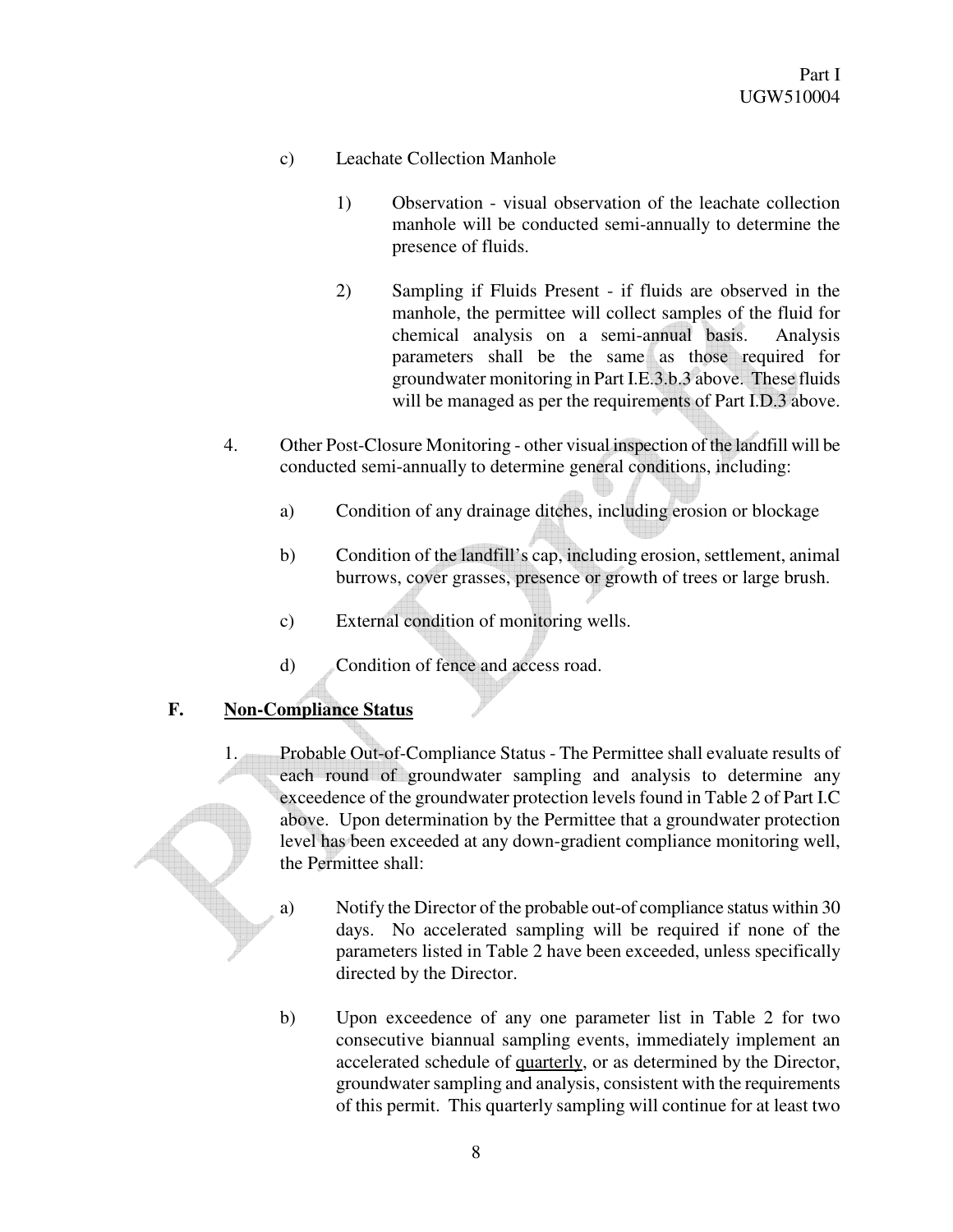c) Leachate Collection Manhole

1) Observation - visual observation of the leachate collection manhole will be conducted semi-annually to determine the presence of fluids.

2) Sampling if Fluids Present - if fluids are observed in the manhole, the permittee will collect samples of the fluid for chemical analysis on a semi-annual basis. Analysis parameters shall be the same as those required for groundwater monitoring in Part I.E.3.b.3 above. These fluids will be managed as per the requirements of Part I.D.3 above.

4. Other Post-Closure Monitoring - other visual inspection of the landfill will be conducted semi-annually to determine general conditions, including:

a) Condition of any drainage ditches, including erosion or blockage

b) Condition of the landfill's cap, including erosion, settlement, animal burrows, cover grasses, presence or growth of trees or large brush.

c) External condition of monitoring wells.

d) Condition of fence and access road.

**F. <u>Non-Compliance Status</u>**

1. Probable Out-of-Compliance Status - The Permittee shall evaluate results of each round of groundwater sampling and analysis to determine any exceedence of the groundwater protection levels found in Table 2 of Part I.C above. Upon determination by the Permittee that a groundwater protection level has been exceeded at any down-gradient compliance monitoring well, the Permittee shall:

a) Notify the Director of the probable out-of compliance status within 30 days. No accelerated sampling will be required if none of the parameters listed in Table 2 have been exceeded, unless specifically directed by the Director.

b) Upon exceedence of any one parameter list in Table 2 for two consecutive biannual sampling events, immediately implement an accelerated schedule of <u>quarterly</u>, or as determined by the Director, groundwater sampling and analysis, consistent with the requirements of this permit. This quarterly sampling will continue for at least two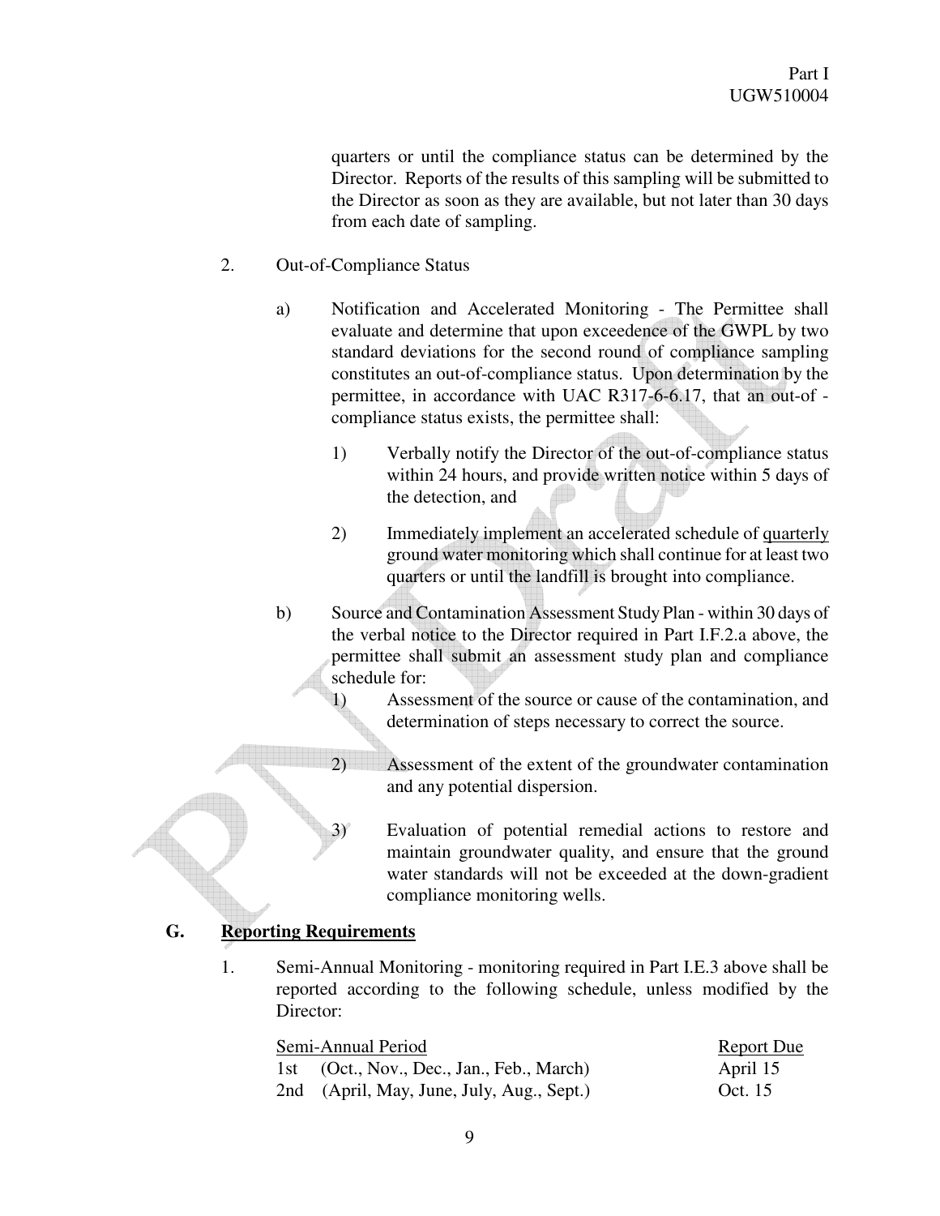quarters or until the compliance status can be determined by the Director. Reports of the results of this sampling will be submitted to the Director as soon as they are available, but not later than 30 days from each date of sampling.

2. Out-of-Compliance Status

   a) Notification and Accelerated Monitoring - The Permittee shall evaluate and determine that upon exceedence of the GWPL by two standard deviations for the second round of compliance sampling constitutes an out-of-compliance status. Upon determination by the permittee, in accordance with UAC R317-6-6.17, that an out-of - compliance status exists, the permittee shall:

      1) Verbally notify the Director of the out-of-compliance status within 24 hours, and provide written notice within 5 days of the detection, and

      2) Immediately implement an accelerated schedule of <u>quarterly</u> ground water monitoring which shall continue for at least two quarters or until the landfill is brought into compliance.

   b) Source and Contamination Assessment Study Plan - within 30 days of the verbal notice to the Director required in Part I.F.2.a above, the permittee shall submit an assessment study plan and compliance schedule for:

      1) Assessment of the source or cause of the contamination, and determination of steps necessary to correct the source.

      2) Assessment of the extent of the groundwater contamination and any potential dispersion.

      3) Evaluation of potential remedial actions to restore and maintain groundwater quality, and ensure that the ground water standards will not be exceeded at the down-gradient compliance monitoring wells.

## G. <u>Reporting Requirements</u>

1. Semi-Annual Monitoring - monitoring required in Part I.E.3 above shall be reported according to the following schedule, unless modified by the Director:

| <u>Semi-Annual Period</u> | <u>Report Due</u> |
|---|---|
| 1st (Oct., Nov., Dec., Jan., Feb., March) | April 15 |
| 2nd (April, May, June, July, Aug., Sept.) | Oct. 15 |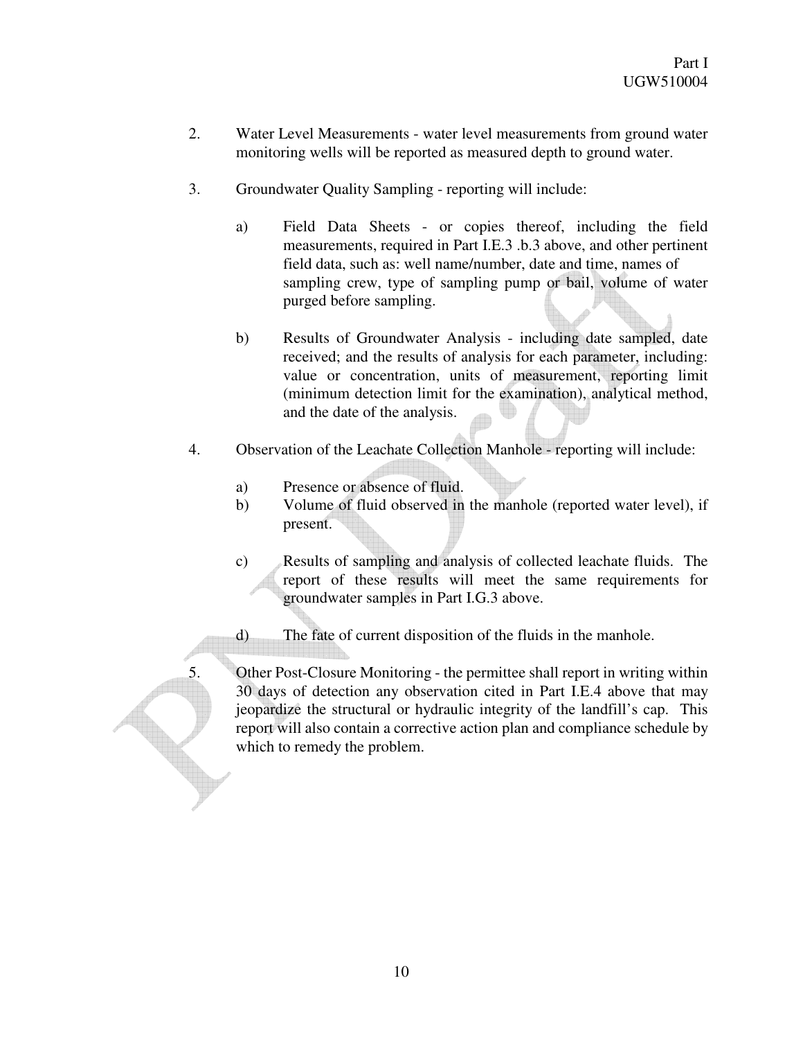2. Water Level Measurements - water level measurements from ground water monitoring wells will be reported as measured depth to ground water.

3. Groundwater Quality Sampling - reporting will include:

   a) Field Data Sheets - or copies thereof, including the field measurements, required in Part I.E.3 .b.3 above, and other pertinent field data, such as: well name/number, date and time, names of sampling crew, type of sampling pump or bail, volume of water purged before sampling.

   b) Results of Groundwater Analysis - including date sampled, date received; and the results of analysis for each parameter, including: value or concentration, units of measurement, reporting limit (minimum detection limit for the examination), analytical method, and the date of the analysis.

4. Observation of the Leachate Collection Manhole - reporting will include:

   a) Presence or absence of fluid.
   b) Volume of fluid observed in the manhole (reported water level), if present.

   c) Results of sampling and analysis of collected leachate fluids. The report of these results will meet the same requirements for groundwater samples in Part I.G.3 above.

   d) The fate of current disposition of the fluids in the manhole.

5. Other Post-Closure Monitoring - the permittee shall report in writing within 30 days of detection any observation cited in Part I.E.4 above that may jeopardize the structural or hydraulic integrity of the landfill's cap. This report will also contain a corrective action plan and compliance schedule by which to remedy the problem.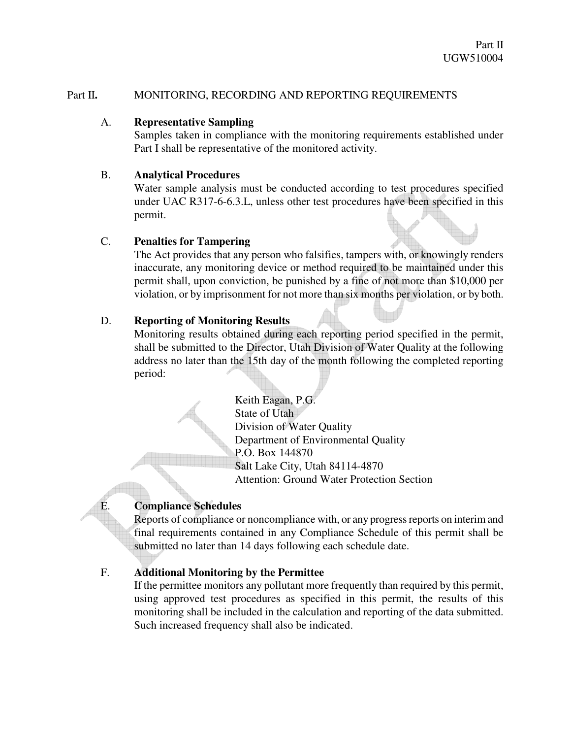## Part II. MONITORING, RECORDING AND REPORTING REQUIREMENTS

A. **Representative Sampling**
Samples taken in compliance with the monitoring requirements established under Part I shall be representative of the monitored activity.

B. **Analytical Procedures**
Water sample analysis must be conducted according to test procedures specified under UAC R317-6-6.3.L, unless other test procedures have been specified in this permit.

C. **Penalties for Tampering**
The Act provides that any person who falsifies, tampers with, or knowingly renders inaccurate, any monitoring device or method required to be maintained under this permit shall, upon conviction, be punished by a fine of not more than $10,000 per violation, or by imprisonment for not more than six months per violation, or by both.

D. **Reporting of Monitoring Results**
Monitoring results obtained during each reporting period specified in the permit, shall be submitted to the Director, Utah Division of Water Quality at the following address no later than the 15th day of the month following the completed reporting period:

Keith Eagan, P.G.
State of Utah
Division of Water Quality
Department of Environmental Quality
P.O. Box 144870
Salt Lake City, Utah 84114-4870
Attention: Ground Water Protection Section

E. **Compliance Schedules**
Reports of compliance or noncompliance with, or any progress reports on interim and final requirements contained in any Compliance Schedule of this permit shall be submitted no later than 14 days following each schedule date.

F. **Additional Monitoring by the Permittee**
If the permittee monitors any pollutant more frequently than required by this permit, using approved test procedures as specified in this permit, the results of this monitoring shall be included in the calculation and reporting of the data submitted. Such increased frequency shall also be indicated.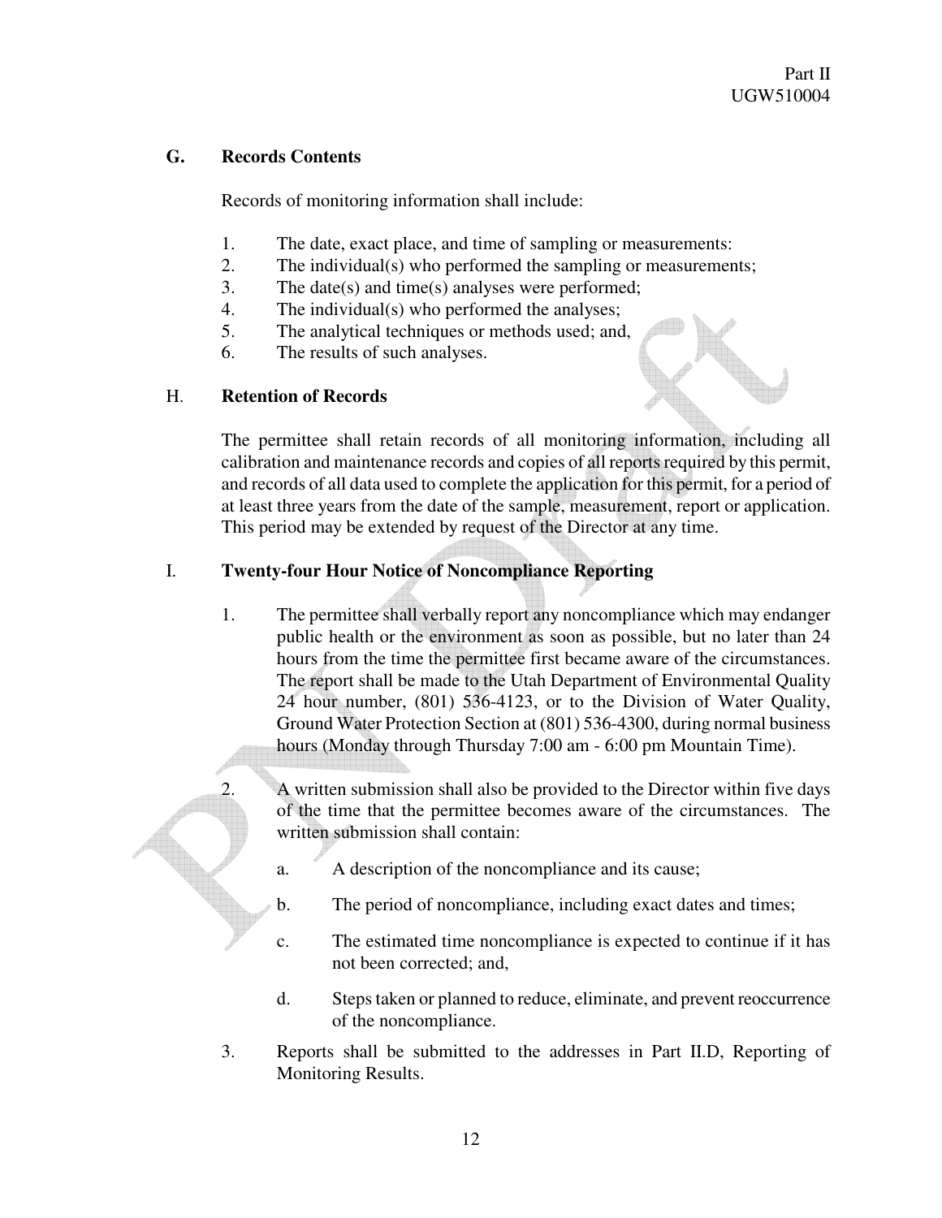### G. Records Contents

Records of monitoring information shall include:

1. The date, exact place, and time of sampling or measurements:
2. The individual(s) who performed the sampling or measurements;
3. The date(s) and time(s) analyses were performed;
4. The individual(s) who performed the analyses;
5. The analytical techniques or methods used; and,
6. The results of such analyses.

### H. Retention of Records

The permittee shall retain records of all monitoring information, including all calibration and maintenance records and copies of all reports required by this permit, and records of all data used to complete the application for this permit, for a period of at least three years from the date of the sample, measurement, report or application. This period may be extended by request of the Director at any time.

### I. Twenty-four Hour Notice of Noncompliance Reporting

1. The permittee shall verbally report any noncompliance which may endanger public health or the environment as soon as possible, but no later than 24 hours from the time the permittee first became aware of the circumstances. The report shall be made to the Utah Department of Environmental Quality 24 hour number, (801) 536-4123, or to the Division of Water Quality, Ground Water Protection Section at (801) 536-4300, during normal business hours (Monday through Thursday 7:00 am - 6:00 pm Mountain Time).

2. A written submission shall also be provided to the Director within five days of the time that the permittee becomes aware of the circumstances. The written submission shall contain:

   a. A description of the noncompliance and its cause;

   b. The period of noncompliance, including exact dates and times;

   c. The estimated time noncompliance is expected to continue if it has not been corrected; and,

   d. Steps taken or planned to reduce, eliminate, and prevent reoccurrence of the noncompliance.

3. Reports shall be submitted to the addresses in Part II.D, Reporting of Monitoring Results.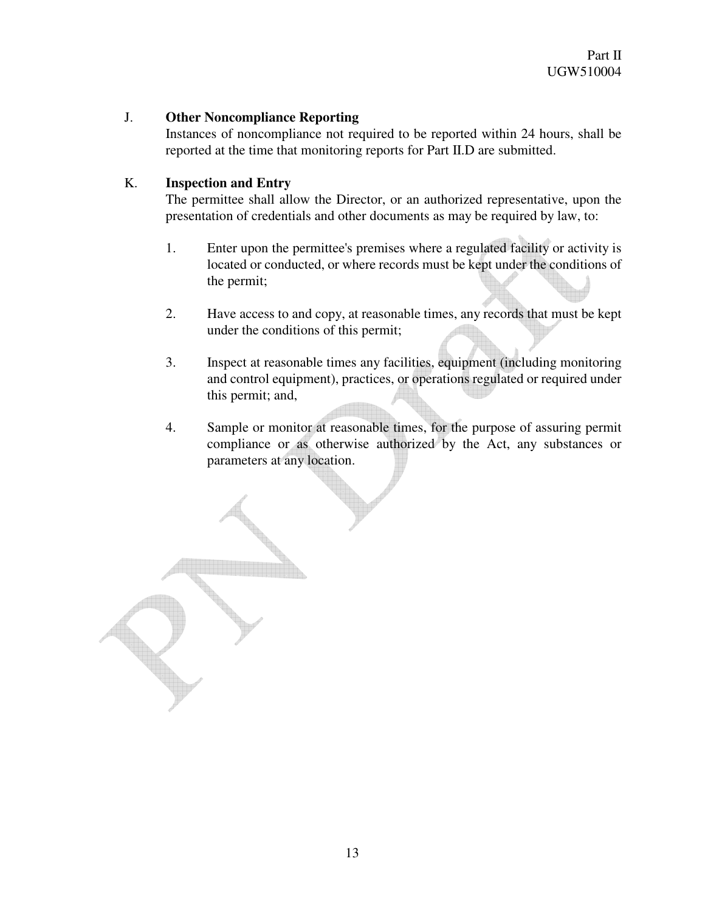J. **Other Noncompliance Reporting**

Instances of noncompliance not required to be reported within 24 hours, shall be reported at the time that monitoring reports for Part II.D are submitted.

K. **Inspection and Entry**

The permittee shall allow the Director, or an authorized representative, upon the presentation of credentials and other documents as may be required by law, to:

1. Enter upon the permittee's premises where a regulated facility or activity is located or conducted, or where records must be kept under the conditions of the permit;

2. Have access to and copy, at reasonable times, any records that must be kept under the conditions of this permit;

3. Inspect at reasonable times any facilities, equipment (including monitoring and control equipment), practices, or operations regulated or required under this permit; and,

4. Sample or monitor at reasonable times, for the purpose of assuring permit compliance or as otherwise authorized by the Act, any substances or parameters at any location.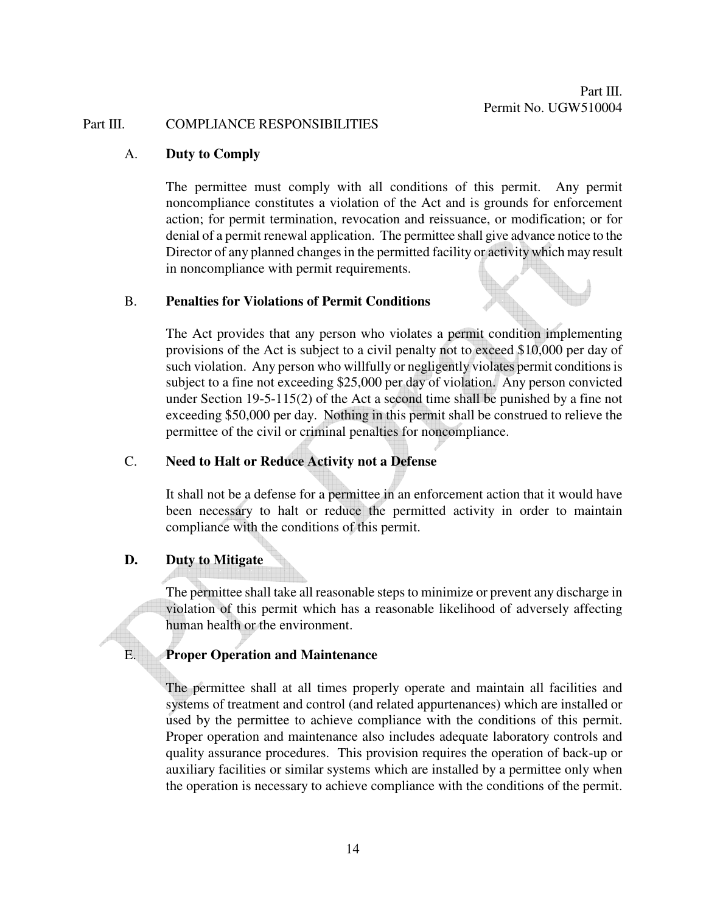## Part III. COMPLIANCE RESPONSIBILITIES

### A. Duty to Comply

The permittee must comply with all conditions of this permit. Any permit noncompliance constitutes a violation of the Act and is grounds for enforcement action; for permit termination, revocation and reissuance, or modification; or for denial of a permit renewal application. The permittee shall give advance notice to the Director of any planned changes in the permitted facility or activity which may result in noncompliance with permit requirements.

### B. Penalties for Violations of Permit Conditions

The Act provides that any person who violates a permit condition implementing provisions of the Act is subject to a civil penalty not to exceed $10,000 per day of such violation. Any person who willfully or negligently violates permit conditions is subject to a fine not exceeding $25,000 per day of violation. Any person convicted under Section 19-5-115(2) of the Act a second time shall be punished by a fine not exceeding $50,000 per day. Nothing in this permit shall be construed to relieve the permittee of the civil or criminal penalties for noncompliance.

### C. Need to Halt or Reduce Activity not a Defense

It shall not be a defense for a permittee in an enforcement action that it would have been necessary to halt or reduce the permitted activity in order to maintain compliance with the conditions of this permit.

### D. Duty to Mitigate

The permittee shall take all reasonable steps to minimize or prevent any discharge in violation of this permit which has a reasonable likelihood of adversely affecting human health or the environment.

### E. Proper Operation and Maintenance

The permittee shall at all times properly operate and maintain all facilities and systems of treatment and control (and related appurtenances) which are installed or used by the permittee to achieve compliance with the conditions of this permit. Proper operation and maintenance also includes adequate laboratory controls and quality assurance procedures. This provision requires the operation of back-up or auxiliary facilities or similar systems which are installed by a permittee only when the operation is necessary to achieve compliance with the conditions of the permit.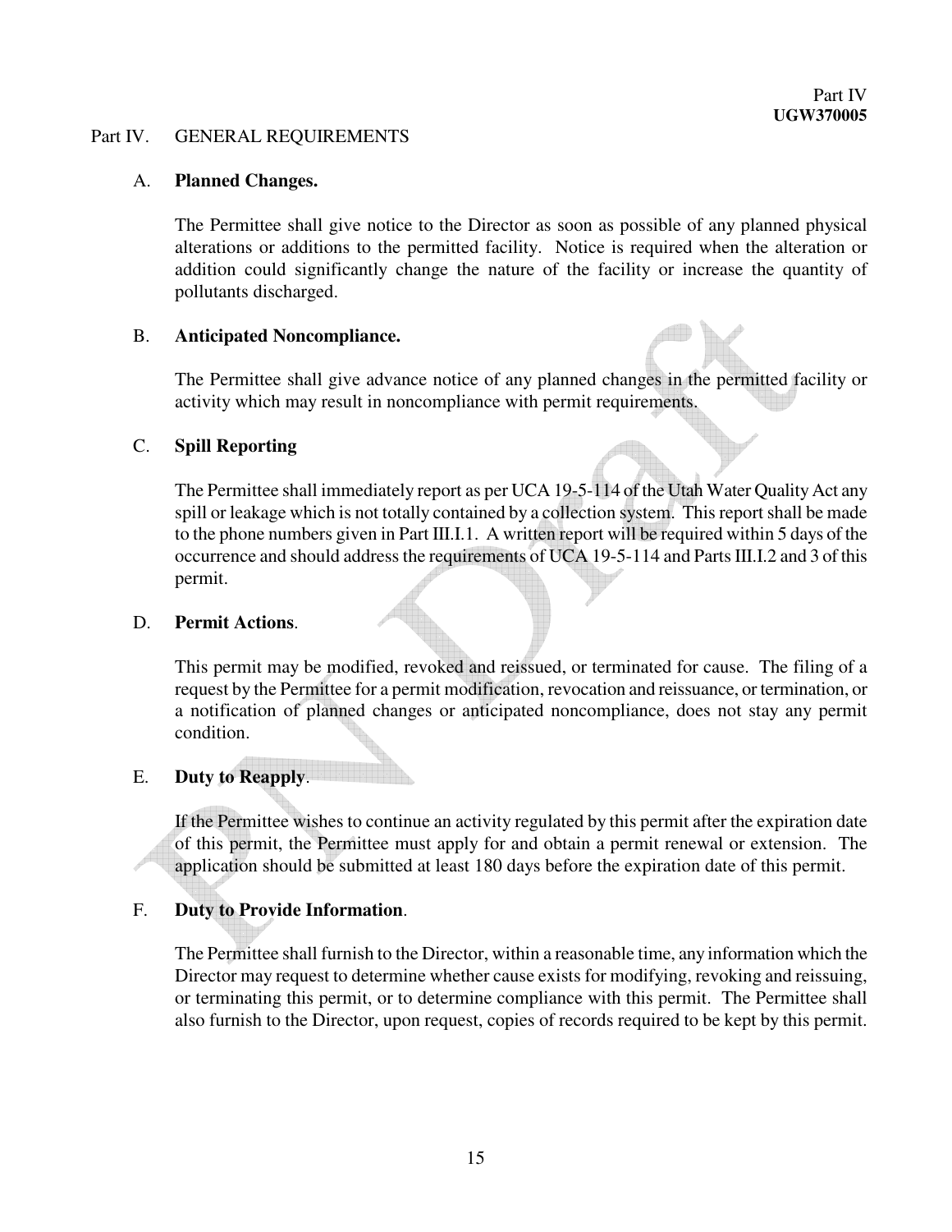## Part IV. GENERAL REQUIREMENTS

A. **Planned Changes.**

The Permittee shall give notice to the Director as soon as possible of any planned physical alterations or additions to the permitted facility. Notice is required when the alteration or addition could significantly change the nature of the facility or increase the quantity of pollutants discharged.

B. **Anticipated Noncompliance.**

The Permittee shall give advance notice of any planned changes in the permitted facility or activity which may result in noncompliance with permit requirements.

C. **Spill Reporting**

The Permittee shall immediately report as per UCA 19-5-114 of the Utah Water Quality Act any spill or leakage which is not totally contained by a collection system. This report shall be made to the phone numbers given in Part III.I.1. A written report will be required within 5 days of the occurrence and should address the requirements of UCA 19-5-114 and Parts III.I.2 and 3 of this permit.

D. **Permit Actions**.

This permit may be modified, revoked and reissued, or terminated for cause. The filing of a request by the Permittee for a permit modification, revocation and reissuance, or termination, or a notification of planned changes or anticipated noncompliance, does not stay any permit condition.

E. **Duty to Reapply**.

If the Permittee wishes to continue an activity regulated by this permit after the expiration date of this permit, the Permittee must apply for and obtain a permit renewal or extension. The application should be submitted at least 180 days before the expiration date of this permit.

F. **Duty to Provide Information**.

The Permittee shall furnish to the Director, within a reasonable time, any information which the Director may request to determine whether cause exists for modifying, revoking and reissuing, or terminating this permit, or to determine compliance with this permit. The Permittee shall also furnish to the Director, upon request, copies of records required to be kept by this permit.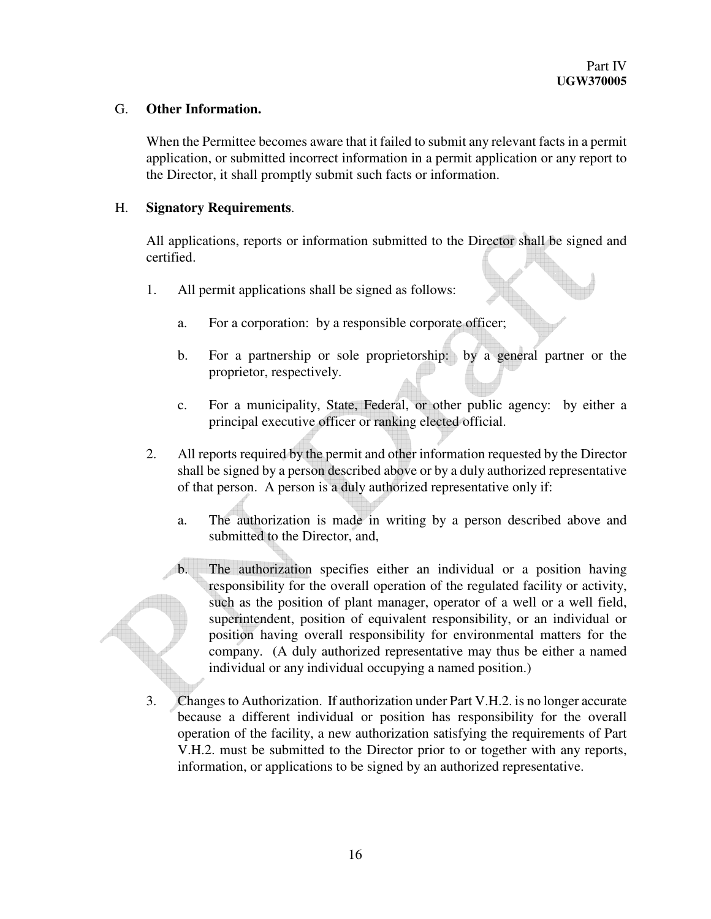G. **Other Information.**

When the Permittee becomes aware that it failed to submit any relevant facts in a permit application, or submitted incorrect information in a permit application or any report to the Director, it shall promptly submit such facts or information.

H. **Signatory Requirements**.

All applications, reports or information submitted to the Director shall be signed and certified.

1. All permit applications shall be signed as follows:

   a. For a corporation: by a responsible corporate officer;

   b. For a partnership or sole proprietorship: by a general partner or the proprietor, respectively.

   c. For a municipality, State, Federal, or other public agency: by either a principal executive officer or ranking elected official.

2. All reports required by the permit and other information requested by the Director shall be signed by a person described above or by a duly authorized representative of that person. A person is a duly authorized representative only if:

   a. The authorization is made in writing by a person described above and submitted to the Director, and,

   b. The authorization specifies either an individual or a position having responsibility for the overall operation of the regulated facility or activity, such as the position of plant manager, operator of a well or a well field, superintendent, position of equivalent responsibility, or an individual or position having overall responsibility for environmental matters for the company. (A duly authorized representative may thus be either a named individual or any individual occupying a named position.)

3. Changes to Authorization. If authorization under Part V.H.2. is no longer accurate because a different individual or position has responsibility for the overall operation of the facility, a new authorization satisfying the requirements of Part V.H.2. must be submitted to the Director prior to or together with any reports, information, or applications to be signed by an authorized representative.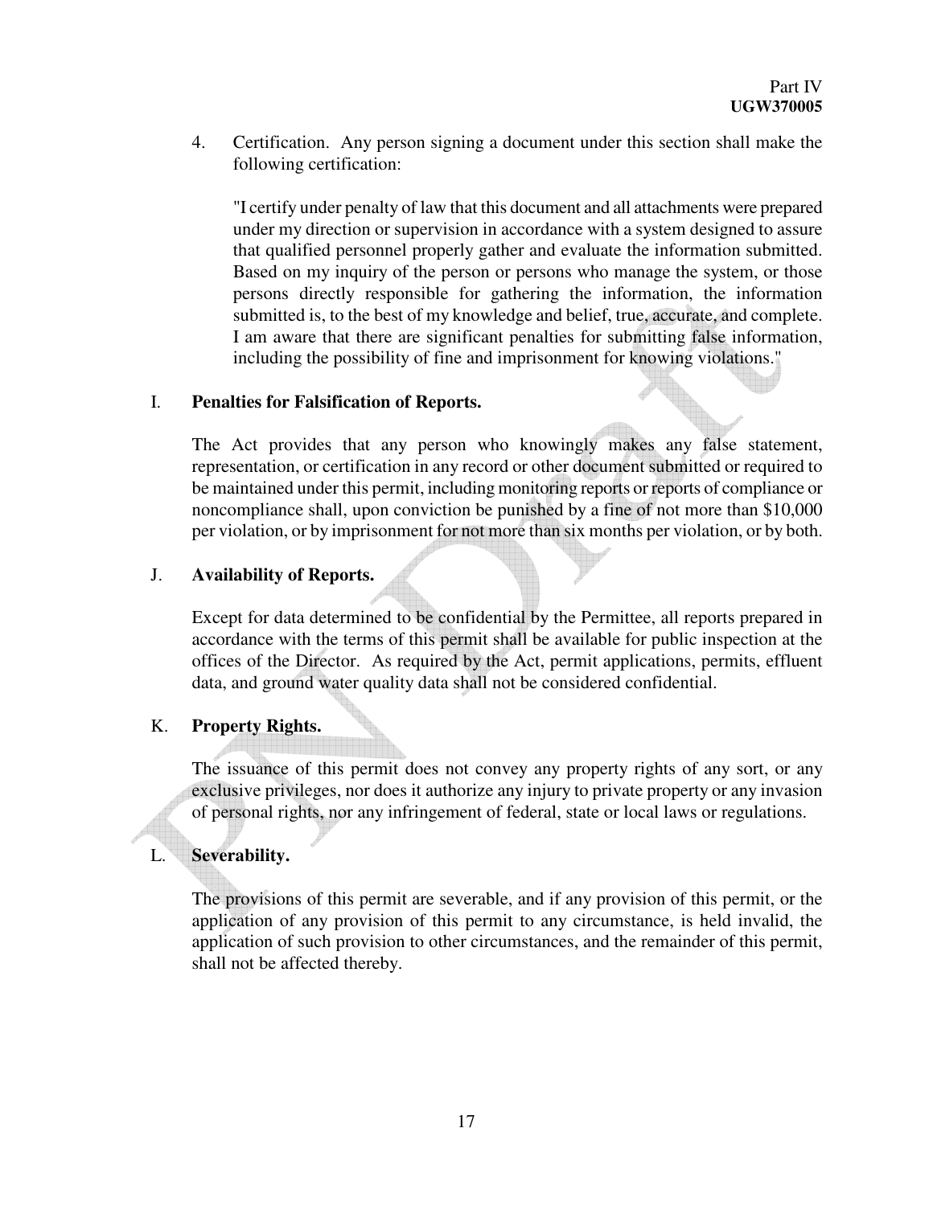4. Certification. Any person signing a document under this section shall make the following certification:

   "I certify under penalty of law that this document and all attachments were prepared under my direction or supervision in accordance with a system designed to assure that qualified personnel properly gather and evaluate the information submitted. Based on my inquiry of the person or persons who manage the system, or those persons directly responsible for gathering the information, the information submitted is, to the best of my knowledge and belief, true, accurate, and complete. I am aware that there are significant penalties for submitting false information, including the possibility of fine and imprisonment for knowing violations."

I. **Penalties for Falsification of Reports.**

The Act provides that any person who knowingly makes any false statement, representation, or certification in any record or other document submitted or required to be maintained under this permit, including monitoring reports or reports of compliance or noncompliance shall, upon conviction be punished by a fine of not more than $10,000 per violation, or by imprisonment for not more than six months per violation, or by both.

J. **Availability of Reports.**

Except for data determined to be confidential by the Permittee, all reports prepared in accordance with the terms of this permit shall be available for public inspection at the offices of the Director. As required by the Act, permit applications, permits, effluent data, and ground water quality data shall not be considered confidential.

K. **Property Rights.**

The issuance of this permit does not convey any property rights of any sort, or any exclusive privileges, nor does it authorize any injury to private property or any invasion of personal rights, nor any infringement of federal, state or local laws or regulations.

L. **Severability.**

The provisions of this permit are severable, and if any provision of this permit, or the application of any provision of this permit to any circumstance, is held invalid, the application of such provision to other circumstances, and the remainder of this permit, shall not be affected thereby.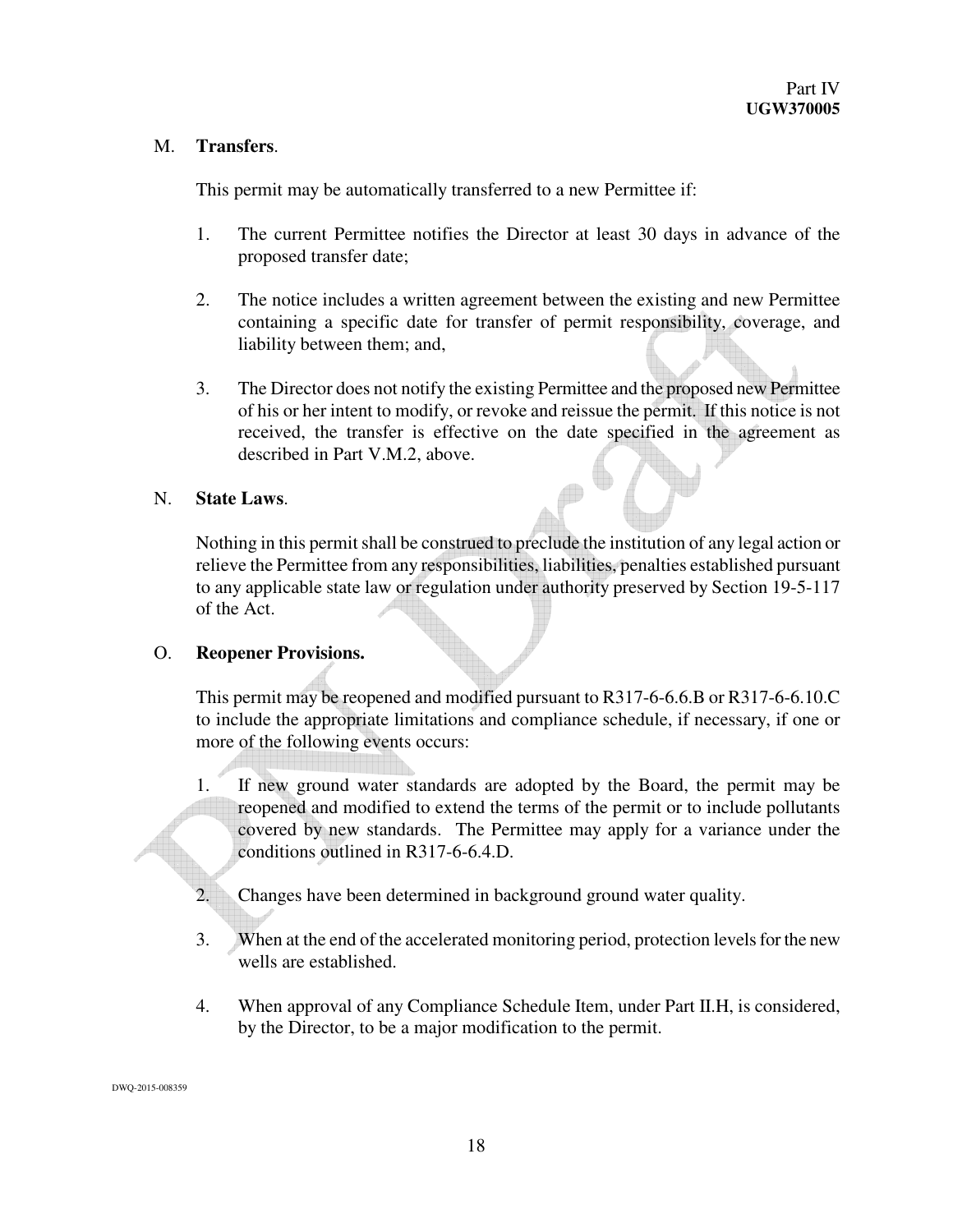M. **Transfers**.

This permit may be automatically transferred to a new Permittee if:

1. The current Permittee notifies the Director at least 30 days in advance of the proposed transfer date;

2. The notice includes a written agreement between the existing and new Permittee containing a specific date for transfer of permit responsibility, coverage, and liability between them; and,

3. The Director does not notify the existing Permittee and the proposed new Permittee of his or her intent to modify, or revoke and reissue the permit. If this notice is not received, the transfer is effective on the date specified in the agreement as described in Part V.M.2, above.

N. **State Laws**.

Nothing in this permit shall be construed to preclude the institution of any legal action or relieve the Permittee from any responsibilities, liabilities, penalties established pursuant to any applicable state law or regulation under authority preserved by Section 19-5-117 of the Act.

O. **Reopener Provisions.**

This permit may be reopened and modified pursuant to R317-6-6.6.B or R317-6-6.10.C to include the appropriate limitations and compliance schedule, if necessary, if one or more of the following events occurs:

1. If new ground water standards are adopted by the Board, the permit may be reopened and modified to extend the terms of the permit or to include pollutants covered by new standards. The Permittee may apply for a variance under the conditions outlined in R317-6-6.4.D.

2. Changes have been determined in background ground water quality.

3. When at the end of the accelerated monitoring period, protection levels for the new wells are established.

4. When approval of any Compliance Schedule Item, under Part II.H, is considered, by the Director, to be a major modification to the permit.

DWQ-2015-008359